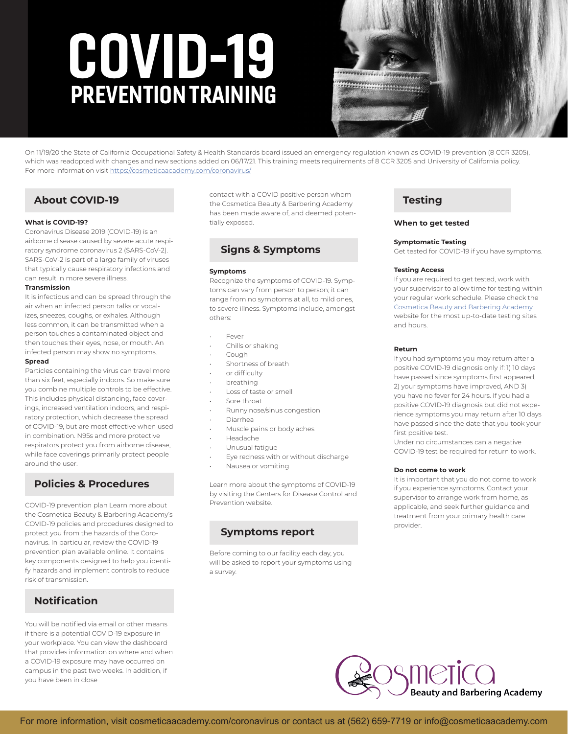# COVID-19
## PREVENTION TRAINING

On 11/19/20 the State of California Occupational Safety & Health Standards board issued an emergency regulation known as COVID-19 prevention (8 CCR 3205), which was readopted with changes and new sections added on 06/17/21. This training meets requirements of 8 CCR 3205 and University of California policy. For more information visit [https://cosmeticaacademy.com/coronavirus/](https://cosmeticaacademy.com/coronavirus/)

## About COVID-19

**What is COVID-19?**
Coronavirus Disease 2019 (COVID-19) is an airborne disease caused by severe acute respiratory syndrome coronavirus 2 (SARS-CoV-2). SARS-CoV-2 is part of a large family of viruses that typically cause respiratory infections and can result in more severe illness.

**Transmission**
It is infectious and can be spread through the air when an infected person talks or vocalizes, sneezes, coughs, or exhales. Although less common, it can be transmitted when a person touches a contaminated object and then touches their eyes, nose, or mouth. An infected person may show no symptoms.

**Spread**
Particles containing the virus can travel more than six feet, especially indoors. So make sure you combine multiple controls to be effective. This includes physical distancing, face coverings, increased ventilation indoors, and respiratory protection, which decrease the spread of COVID-19, but are most effective when used in combination. N95s and more protective respirators protect you from airborne disease, while face coverings primarily protect people around the user.

## Policies & Procedures

COVID-19 prevention plan Learn more about the Cosmetica Beauty & Barbering Academy's COVID-19 policies and procedures designed to protect you from the hazards of the Coronavirus. In particular, review the COVID-19 prevention plan available online. It contains key components designed to help you identify hazards and implement controls to reduce risk of transmission.

## Notification

You will be notified via email or other means if there is a potential COVID-19 exposure in your workplace. You can view the dashboard that provides information on where and when a COVID-19 exposure may have occurred on campus in the past two weeks. In addition, if you have been in close contact with a COVID positive person whom the Cosmetica Beauty & Barbering Academy has been made aware of, and deemed potentially exposed.

## Signs & Symptoms

**Symptoms**
Recognize the symptoms of COVID-19. Symptoms can vary from person to person; it can range from no symptoms at all, to mild ones, to severe illness. Symptoms include, amongst others:

- Fever
- Chills or shaking
- Cough
- Shortness of breath
- or difficulty
- breathing
- Loss of taste or smell
- Sore throat
- Runny nose/sinus congestion
- Diarrhea
- Muscle pains or body aches
- Headache
- Unusual fatigue
- Eye redness with or without discharge
- Nausea or vomiting

Learn more about the symptoms of COVID-19 by visiting the Centers for Disease Control and Prevention website.

## Symptoms report

Before coming to our facility each day, you will be asked to report your symptoms using a survey.

## Testing

### When to get tested

**Symptomatic Testing**
Get tested for COVID-19 if you have symptoms.

**Testing Access**
If you are required to get tested, work with your supervisor to allow time for testing within your regular work schedule. Please check the [Cosmetica Beauty and Barbering Academy](https://cosmeticaacademy.com) website for the most up-to-date testing sites and hours.

**Return**
If you had symptoms you may return after a positive COVID-19 diagnosis only if: 1) 10 days have passed since symptoms first appeared, 2) your symptoms have improved, AND 3) you have no fever for 24 hours. If you had a positive COVID-19 diagnosis but did not experience symptoms you may return after 10 days have passed since the date that you took your first positive test.
Under no circumstances can a negative COVID-19 test be required for return to work.

**Do not come to work**
It is important that you do not come to work if you experience symptoms. Contact your supervisor to arrange work from home, as applicable, and seek further guidance and treatment from your primary health care provider.

Cosmetica Beauty and Barbering Academy

For more information, visit cosmeticaacademy.com/coronavirus or contact us at (562) 659-7719 or info@cosmeticaacademy.com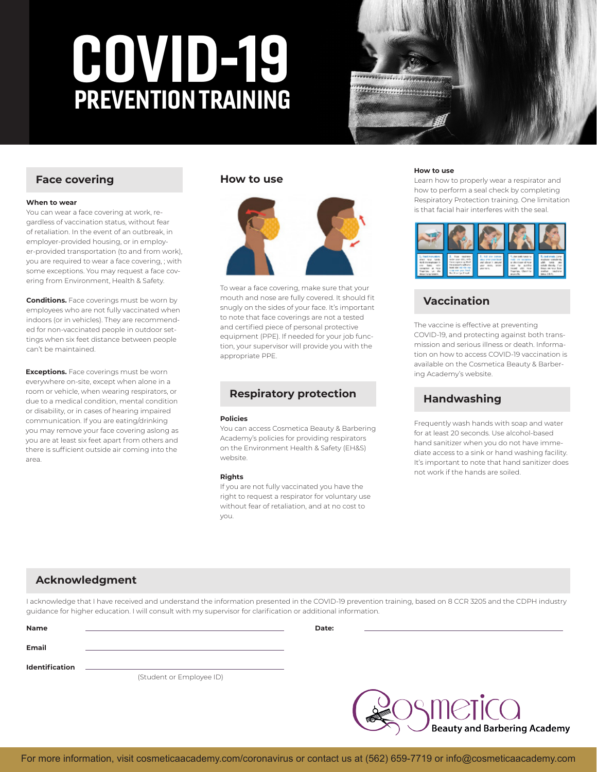# COVID-19

## PREVENTION TRAINING

## Face covering

**When to wear**

You can wear a face covering at work, regardless of vaccination status, without fear of retaliation. In the event of an outbreak, in employer-provided housing, or in employer-provided transportation (to and from work), you are required to wear a face covering, ; with some exceptions. You may request a face covering from Environment, Health & Safety.

**Conditions.** Face coverings must be worn by employees who are not fully vaccinated when indoors (or in vehicles). They are recommended for non-vaccinated people in outdoor settings when six feet distance between people can't be maintained.

**Exceptions.** Face coverings must be worn everywhere on-site, except when alone in a room or vehicle, when wearing respirators, or due to a medical condition, mental condition or disability, or in cases of hearing impaired communication. If you are eating/drinking you may remove your face covering aslong as you are at least six feet apart from others and there is sufficient outside air coming into the area.

## How to use

To wear a face covering, make sure that your mouth and nose are fully covered. It should fit snugly on the sides of your face. It's important to note that face coverings are not a tested and certified piece of personal protective equipment (PPE). If needed for your job function, your supervisor will provide you with the appropriate PPE.

## Respiratory protection

**Policies**

You can access Cosmetica Beauty & Barbering Academy's policies for providing respirators on the Environment Health & Safety (EH&S) website.

**Rights**

If you are not fully vaccinated you have the right to request a respirator for voluntary use without fear of retaliation, and at no cost to you.

**How to use**

Learn how to properly wear a respirator and how to perform a seal check by completing Respiratory Protection training. One limitation is that facial hair interferes with the seal.

## Vaccination

The vaccine is effective at preventing COVID-19, and protecting against both transmission and serious illness or death. Information on how to access COVID-19 vaccination is available on the Cosmetica Beauty & Barbering Academy's website.

## Handwashing

Frequently wash hands with soap and water for at least 20 seconds. Use alcohol-based hand sanitizer when you do not have immediate access to a sink or hand washing facility. It's important to note that hand sanitizer does not work if the hands are soiled.

## Acknowledgment

I acknowledge that I have received and understand the information presented in the COVID-19 prevention training, based on 8 CCR 3205 and the CDPH industry guidance for higher education. I will consult with my supervisor for clarification or additional information.

**Name** \_\_\_\_\_\_\_\_\_\_\_\_\_\_\_\_\_\_\_\_\_\_\_\_\_\_\_\_ **Date:** \_\_\_\_\_\_\_\_\_\_\_\_\_\_\_\_\_\_\_\_\_\_\_\_\_\_\_\_

**Email** \_\_\_\_\_\_\_\_\_\_\_\_\_\_\_\_\_\_\_\_\_\_\_\_\_\_\_\_

**Identification** \_\_\_\_\_\_\_\_\_\_\_\_\_\_\_\_\_\_\_\_\_\_\_\_\_\_\_\_
(Student or Employee ID)

Cosmetica Beauty and Barbering Academy

For more information, visit cosmeticaacademy.com/coronavirus or contact us at (562) 659-7719 or info@cosmeticaacademy.com